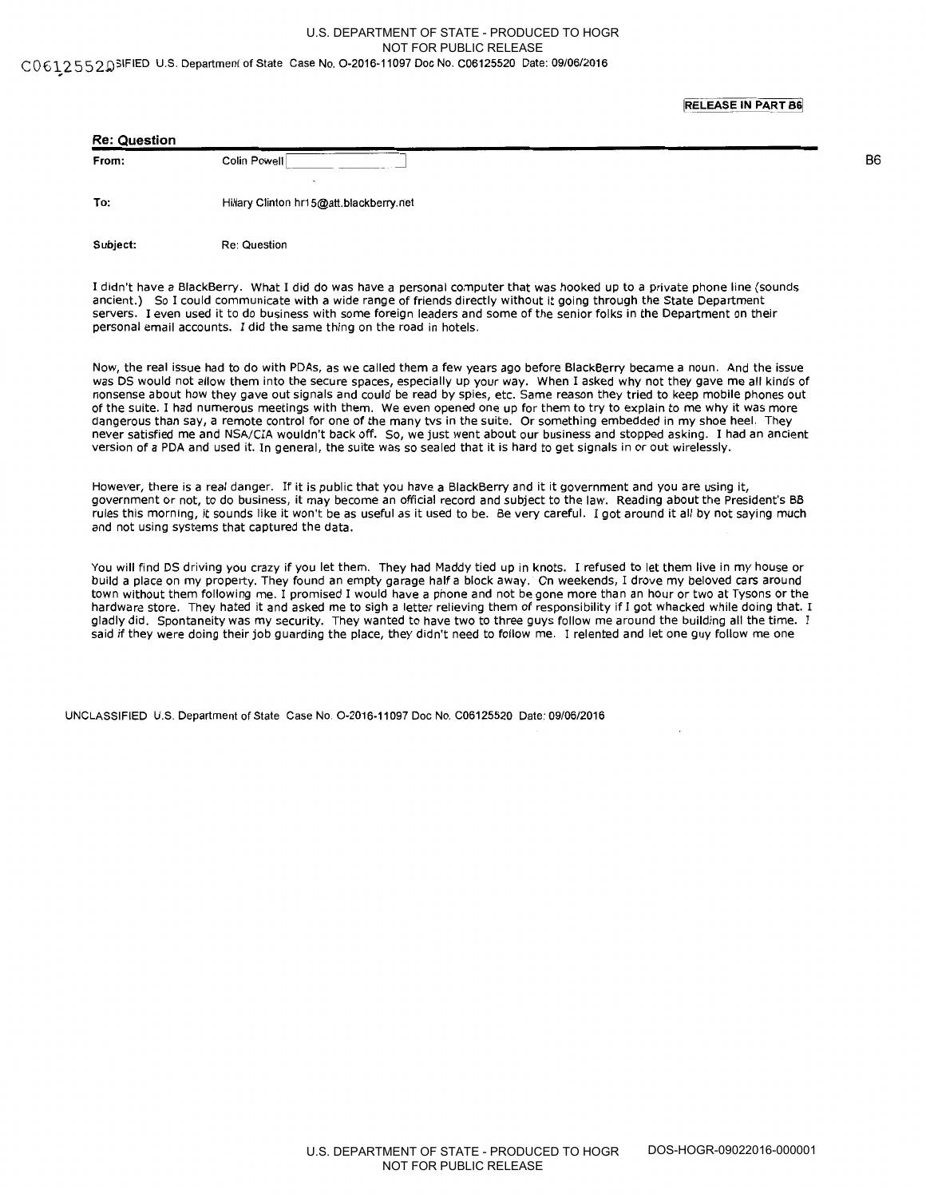RELEASE IN PART B6

**Re: Question**

| | |
|---|---|
| **From:** | Colin Powell [redacted] B6 |
| **To:** | Hillary Clinton hr15@att.blackberry.net |
| **Subject:** | Re: Question |

I didn't have a BlackBerry. What I did do was have a personal computer that was hooked up to a private phone line (sounds ancient.) So I could communicate with a wide range of friends directly without it going through the State Department servers. I even used it to do business with some foreign leaders and some of the senior folks in the Department on their personal email accounts. I did the same thing on the road in hotels.

Now, the real issue had to do with PDAs, as we called them a few years ago before BlackBerry became a noun. And the issue was DS would not allow them into the secure spaces, especially up your way. When I asked why not they gave me all kinds of nonsense about how they gave out signals and could be read by spies, etc. Same reason they tried to keep mobile phones out of the suite. I had numerous meetings with them. We even opened one up for them to try to explain to me why it was more dangerous than say, a remote control for one of the many tvs in the suite. Or something embedded in my shoe heel. They never satisfied me and NSA/CIA wouldn't back off. So, we just went about our business and stopped asking. I had an ancient version of a PDA and used it. In general, the suite was so sealed that it is hard to get signals in or out wirelessly.

However, there is a real danger. If it is public that you have a BlackBerry and it it government and you are using it, government or not, to do business, it may become an official record and subject to the law. Reading about the President's BB rules this morning, it sounds like it won't be as useful as it used to be. Be very careful. I got around it all by not saying much and not using systems that captured the data.

You will find DS driving you crazy if you let them. They had Maddy tied up in knots. I refused to let them live in my house or build a place on my property. They found an empty garage half a block away. On weekends, I drove my beloved cars around town without them following me. I promised I would have a phone and not be gone more than an hour or two at Tysons or the hardware store. They hated it and asked me to sigh a letter relieving them of responsibility if I got whacked while doing that. I gladly did. Spontaneity was my security. They wanted to have two to three guys follow me around the building all the time. I said if they were doing their job guarding the place, they didn't need to follow me. I relented and let one guy follow me one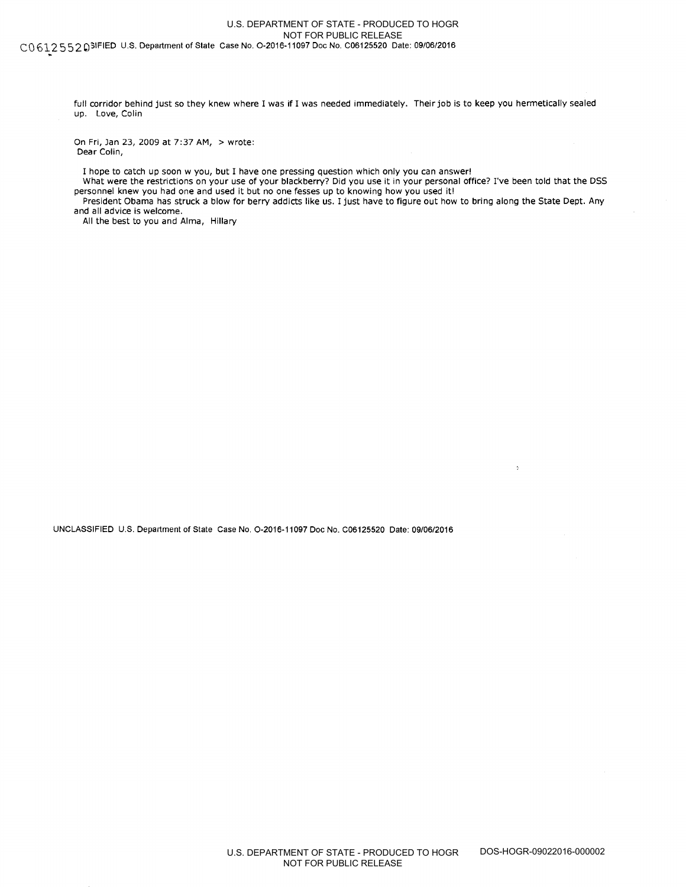full corridor behind just so they knew where I was if I was needed immediately. Their job is to keep you hermetically sealed up. Love, Colin

On Fri, Jan 23, 2009 at 7:37 AM, > wrote:
Dear Colin,

I hope to catch up soon w you, but I have one pressing question which only you can answer!
What were the restrictions on your use of your blackberry? Did you use it in your personal office? I've been told that the DSS personnel knew you had one and used it but no one fesses up to knowing how you used it!
President Obama has struck a blow for berry addicts like us. I just have to figure out how to bring along the State Dept. Any and all advice is welcome.
All the best to you and Alma, Hillary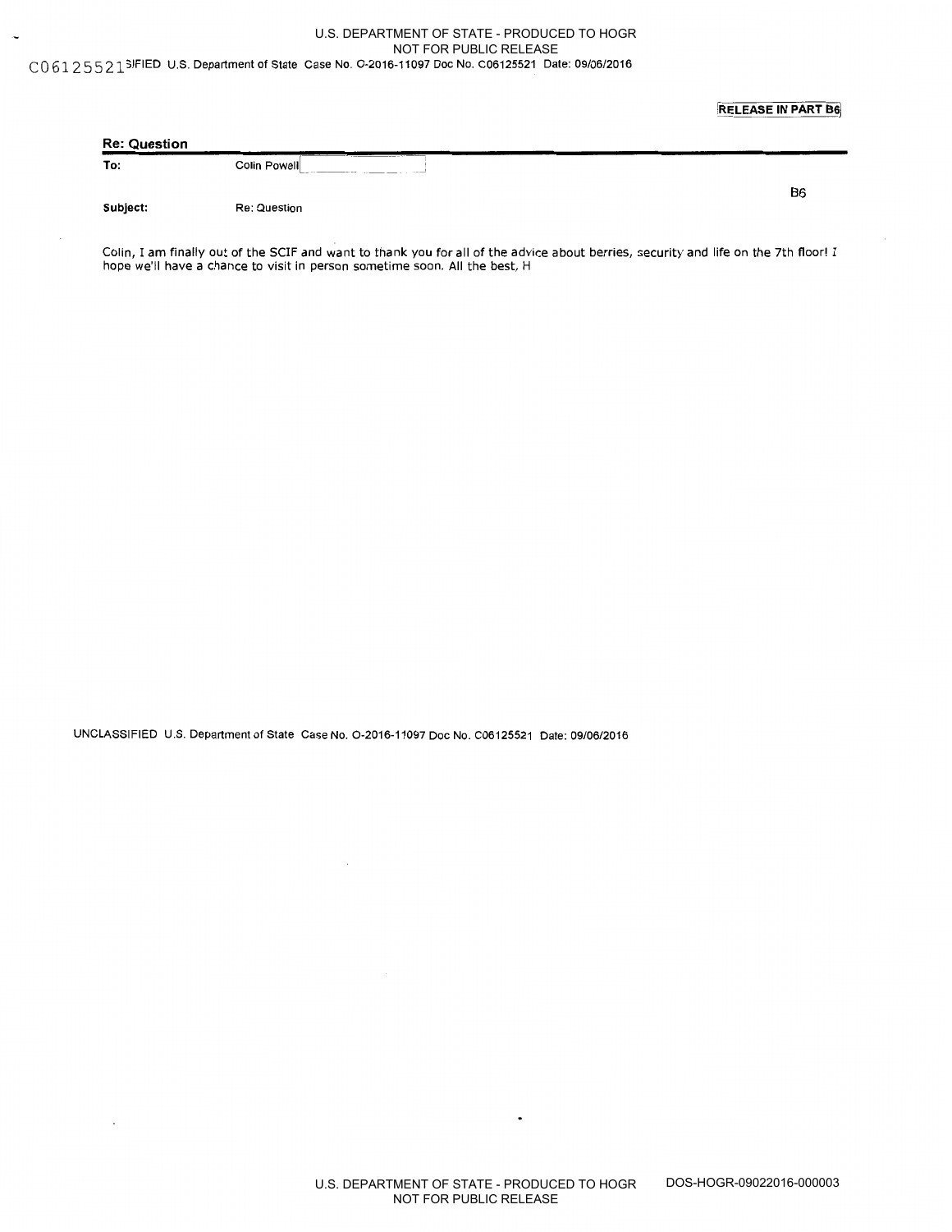RELEASE IN PART B6

**Re: Question**

| | |
|---|---|
| To: | Colin Powell |
| Subject: | Re: Question |

B6

Colin, I am finally out of the SCIF and want to thank you for all of the advice about berries, security and life on the 7th floor! I hope we'll have a chance to visit in person sometime soon. All the best, H